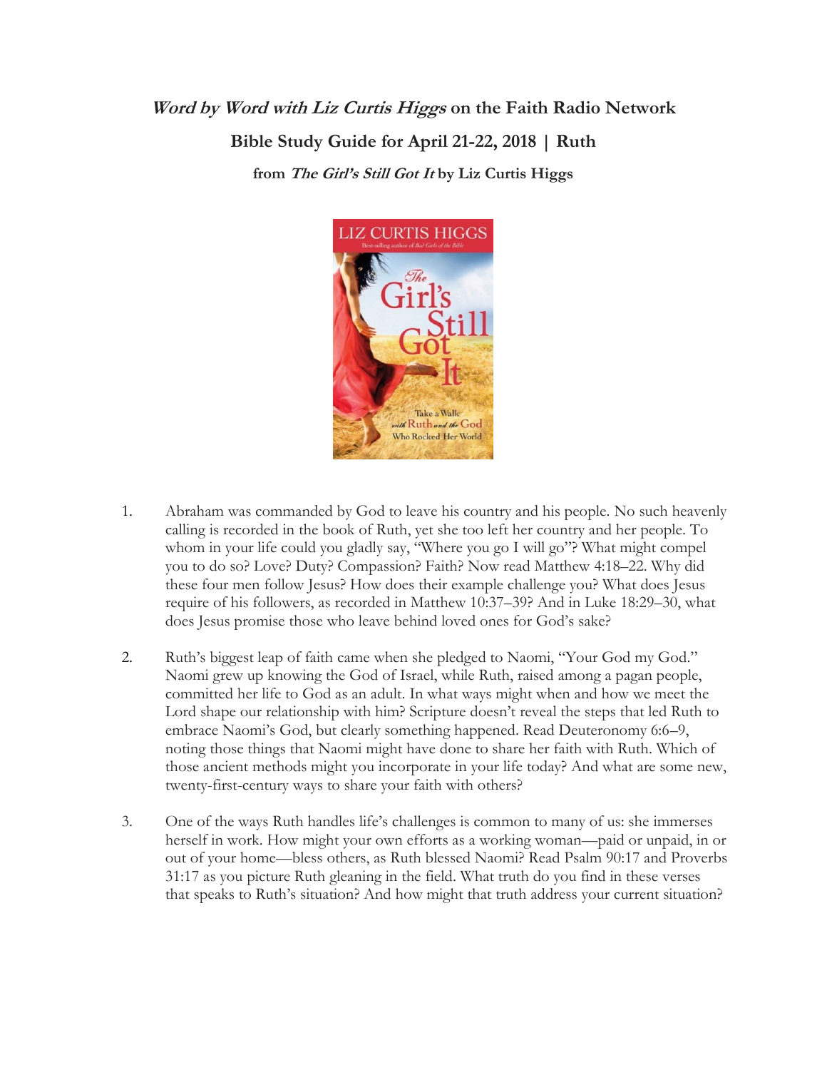# *Word by Word with Liz Curtis Higgs* on the Faith Radio Network

## Bible Study Guide for April 21-22, 2018 | Ruth

### from *The Girl's Still Got It* by Liz Curtis Higgs

1. Abraham was commanded by God to leave his country and his people. No such heavenly calling is recorded in the book of Ruth, yet she too left her country and her people. To whom in your life could you gladly say, "Where you go I will go"? What might compel you to do so? Love? Duty? Compassion? Faith? Now read Matthew 4:18–22. Why did these four men follow Jesus? How does their example challenge you? What does Jesus require of his followers, as recorded in Matthew 10:37–39? And in Luke 18:29–30, what does Jesus promise those who leave behind loved ones for God's sake?

2. Ruth's biggest leap of faith came when she pledged to Naomi, "Your God my God." Naomi grew up knowing the God of Israel, while Ruth, raised among a pagan people, committed her life to God as an adult. In what ways might when and how we meet the Lord shape our relationship with him? Scripture doesn't reveal the steps that led Ruth to embrace Naomi's God, but clearly something happened. Read Deuteronomy 6:6–9, noting those things that Naomi might have done to share her faith with Ruth. Which of those ancient methods might you incorporate in your life today? And what are some new, twenty-first-century ways to share your faith with others?

3. One of the ways Ruth handles life's challenges is common to many of us: she immerses herself in work. How might your own efforts as a working woman—paid or unpaid, in or out of your home—bless others, as Ruth blessed Naomi? Read Psalm 90:17 and Proverbs 31:17 as you picture Ruth gleaning in the field. What truth do you find in these verses that speaks to Ruth's situation? And how might that truth address your current situation?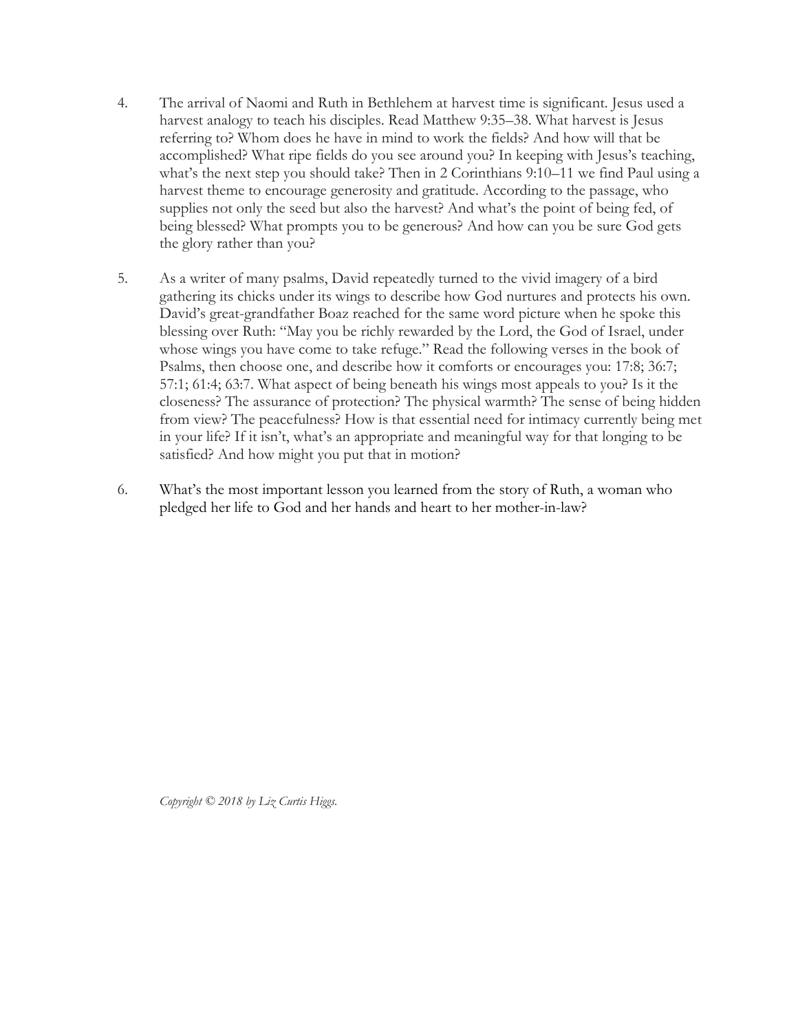4. The arrival of Naomi and Ruth in Bethlehem at harvest time is significant. Jesus used a harvest analogy to teach his disciples. Read Matthew 9:35–38. What harvest is Jesus referring to? Whom does he have in mind to work the fields? And how will that be accomplished? What ripe fields do you see around you? In keeping with Jesus's teaching, what's the next step you should take? Then in 2 Corinthians 9:10–11 we find Paul using a harvest theme to encourage generosity and gratitude. According to the passage, who supplies not only the seed but also the harvest? And what's the point of being fed, of being blessed? What prompts you to be generous? And how can you be sure God gets the glory rather than you?

5. As a writer of many psalms, David repeatedly turned to the vivid imagery of a bird gathering its chicks under its wings to describe how God nurtures and protects his own. David's great-grandfather Boaz reached for the same word picture when he spoke this blessing over Ruth: "May you be richly rewarded by the Lord, the God of Israel, under whose wings you have come to take refuge." Read the following verses in the book of Psalms, then choose one, and describe how it comforts or encourages you: 17:8; 36:7; 57:1; 61:4; 63:7. What aspect of being beneath his wings most appeals to you? Is it the closeness? The assurance of protection? The physical warmth? The sense of being hidden from view? The peacefulness? How is that essential need for intimacy currently being met in your life? If it isn't, what's an appropriate and meaningful way for that longing to be satisfied? And how might you put that in motion?

6. What's the most important lesson you learned from the story of Ruth, a woman who pledged her life to God and her hands and heart to her mother-in-law?

*Copyright © 2018 by Liz Curtis Higgs.*